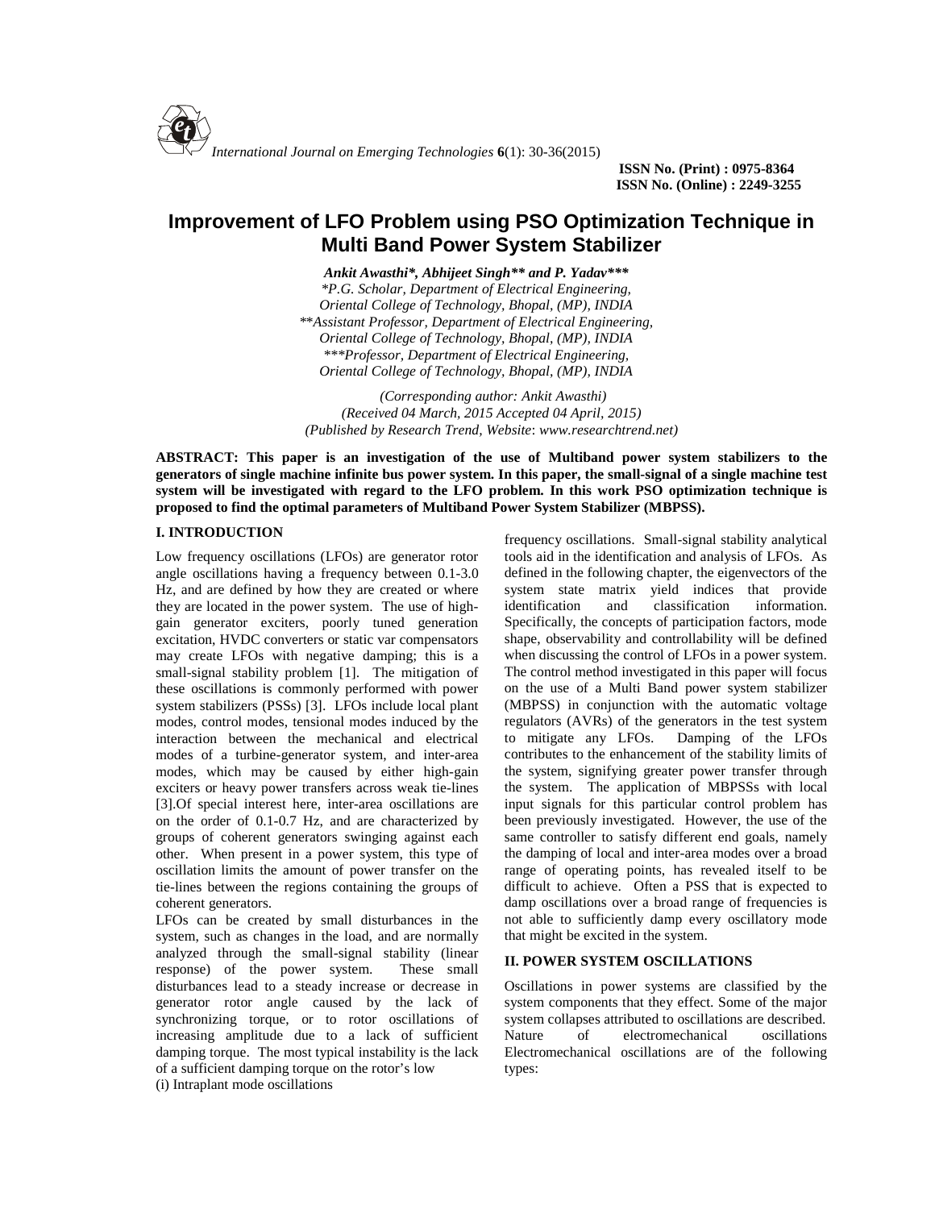*International Journal on Emerging Technologies* **6**(1): 30-36(2015)

**ISSN No. (Print) : 0975-8364**
**ISSN No. (Online) : 2249-3255**

# Improvement of LFO Problem using PSO Optimization Technique in Multi Band Power System Stabilizer

***Ankit Awasthi\*, Abhijeet Singh\*\* and P. Yadav\*\*\****

*\*P.G. Scholar, Department of Electrical Engineering, Oriental College of Technology, Bhopal, (MP), INDIA*
*\*\*Assistant Professor, Department of Electrical Engineering, Oriental College of Technology, Bhopal, (MP), INDIA*
*\*\*\*Professor, Department of Electrical Engineering, Oriental College of Technology, Bhopal, (MP), INDIA*

*(Corresponding author: Ankit Awasthi)*
*(Received 04 March, 2015 Accepted 04 April, 2015)*
*(Published by Research Trend, Website: www.researchtrend.net)*

**ABSTRACT: This paper is an investigation of the use of Multiband power system stabilizers to the generators of single machine infinite bus power system. In this paper, the small-signal of a single machine test system will be investigated with regard to the LFO problem. In this work PSO optimization technique is proposed to find the optimal parameters of Multiband Power System Stabilizer (MBPSS).**

## I. INTRODUCTION

Low frequency oscillations (LFOs) are generator rotor angle oscillations having a frequency between 0.1-3.0 Hz, and are defined by how they are created or where they are located in the power system. The use of high-gain generator exciters, poorly tuned generation excitation, HVDC converters or static var compensators may create LFOs with negative damping; this is a small-signal stability problem [1]. The mitigation of these oscillations is commonly performed with power system stabilizers (PSSs) [3]. LFOs include local plant modes, control modes, tensional modes induced by the interaction between the mechanical and electrical modes of a turbine-generator system, and inter-area modes, which may be caused by either high-gain exciters or heavy power transfers across weak tie-lines [3].Of special interest here, inter-area oscillations are on the order of 0.1-0.7 Hz, and are characterized by groups of coherent generators swinging against each other. When present in a power system, this type of oscillation limits the amount of power transfer on the tie-lines between the regions containing the groups of coherent generators.

LFOs can be created by small disturbances in the system, such as changes in the load, and are normally analyzed through the small-signal stability (linear response) of the power system. These small disturbances lead to a steady increase or decrease in generator rotor angle caused by the lack of synchronizing torque, or to rotor oscillations of increasing amplitude due to a lack of sufficient damping torque. The most typical instability is the lack of a sufficient damping torque on the rotor's low frequency oscillations. Small-signal stability analytical tools aid in the identification and analysis of LFOs. As defined in the following chapter, the eigenvectors of the system state matrix yield indices that provide identification and classification information. Specifically, the concepts of participation factors, mode shape, observability and controllability will be defined when discussing the control of LFOs in a power system. The control method investigated in this paper will focus on the use of a Multi Band power system stabilizer (MBPSS) in conjunction with the automatic voltage regulators (AVRs) of the generators in the test system to mitigate any LFOs. Damping of the LFOs contributes to the enhancement of the stability limits of the system, signifying greater power transfer through the system. The application of MBPSSs with local input signals for this particular control problem has been previously investigated. However, the use of the same controller to satisfy different end goals, namely the damping of local and inter-area modes over a broad range of operating points, has revealed itself to be difficult to achieve. Often a PSS that is expected to damp oscillations over a broad range of frequencies is not able to sufficiently damp every oscillatory mode that might be excited in the system.

## II. POWER SYSTEM OSCILLATIONS

Oscillations in power systems are classified by the system components that they effect. Some of the major system collapses attributed to oscillations are described. Nature of electromechanical oscillations Electromechanical oscillations are of the following types:

(i) Intraplant mode oscillations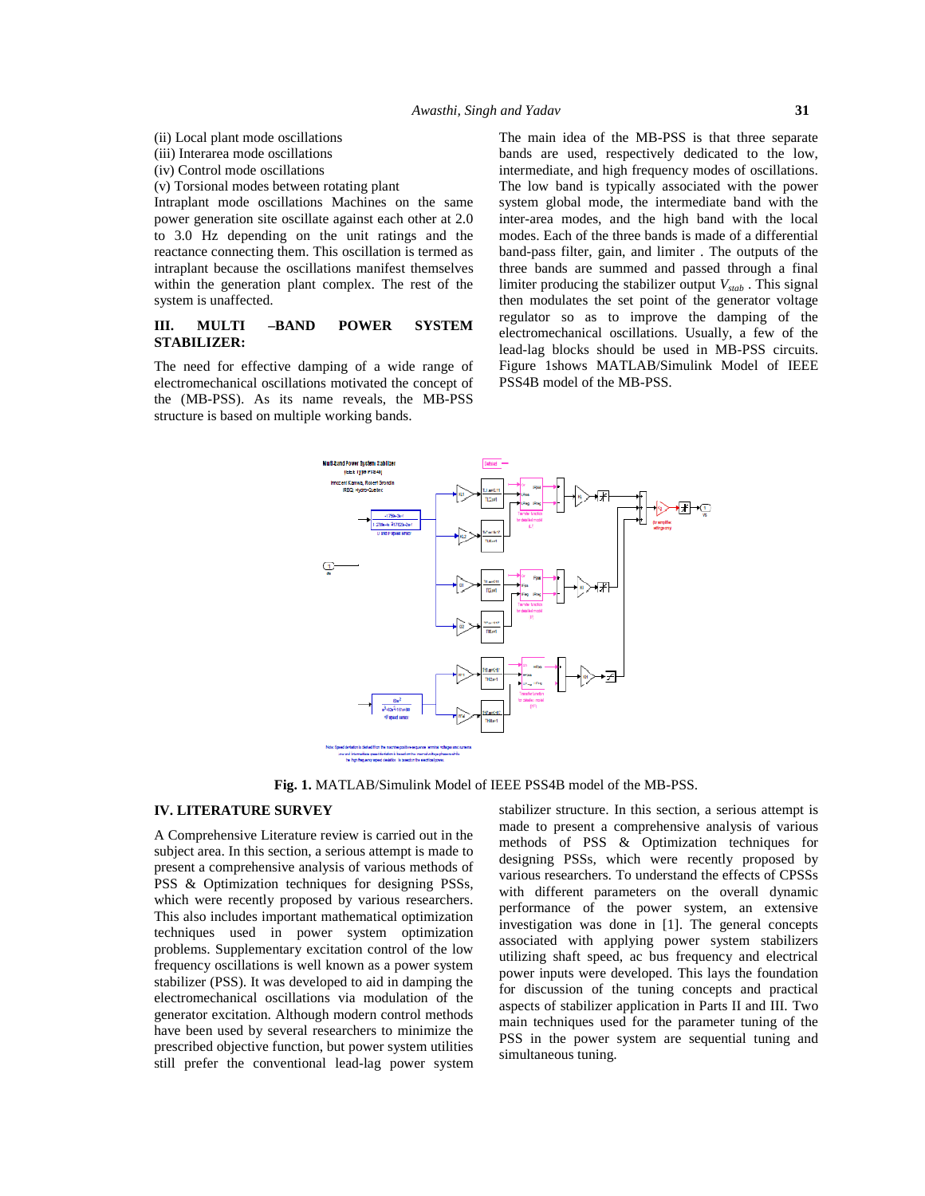(ii) Local plant mode oscillations
(iii) Interarea mode oscillations
(iv) Control mode oscillations
(v) Torsional modes between rotating plant

Intraplant mode oscillations Machines on the same power generation site oscillate against each other at 2.0 to 3.0 Hz depending on the unit ratings and the reactance connecting them. This oscillation is termed as intraplant because the oscillations manifest themselves within the generation plant complex. The rest of the system is unaffected.

## III. MULTI –BAND POWER SYSTEM STABILIZER:

The need for effective damping of a wide range of electromechanical oscillations motivated the concept of the (MB-PSS). As its name reveals, the MB-PSS structure is based on multiple working bands.

The main idea of the MB-PSS is that three separate bands are used, respectively dedicated to the low, intermediate, and high frequency modes of oscillations. The low band is typically associated with the power system global mode, the intermediate band with the inter-area modes, and the high band with the local modes. Each of the three bands is made of a differential band-pass filter, gain, and limiter . The outputs of the three bands are summed and passed through a final limiter producing the stabilizer output $V_{stab}$ . This signal then modulates the set point of the generator voltage regulator so as to improve the damping of the electromechanical oscillations. Usually, a few of the lead-lag blocks should be used in MB-PSS circuits. Figure 1shows MATLAB/Simulink Model of IEEE PSS4B model of the MB-PSS.

**Fig. 1.** MATLAB/Simulink Model of IEEE PSS4B model of the MB-PSS.

## IV. LITERATURE SURVEY

A Comprehensive Literature review is carried out in the subject area. In this section, a serious attempt is made to present a comprehensive analysis of various methods of PSS & Optimization techniques for designing PSSs, which were recently proposed by various researchers. This also includes important mathematical optimization techniques used in power system optimization problems. Supplementary excitation control of the low frequency oscillations is well known as a power system stabilizer (PSS). It was developed to aid in damping the electromechanical oscillations via modulation of the generator excitation. Although modern control methods have been used by several researchers to minimize the prescribed objective function, but power system utilities still prefer the conventional lead-lag power system stabilizer structure. In this section, a serious attempt is made to present a comprehensive analysis of various methods of PSS & Optimization techniques for designing PSSs, which were recently proposed by various researchers. To understand the effects of CPSSs with different parameters on the overall dynamic performance of the power system, an extensive investigation was done in [1]. The general concepts associated with applying power system stabilizers utilizing shaft speed, ac bus frequency and electrical power inputs were developed. This lays the foundation for discussion of the tuning concepts and practical aspects of stabilizer application in Parts II and III. Two main techniques used for the parameter tuning of the PSS in the power system are sequential tuning and simultaneous tuning.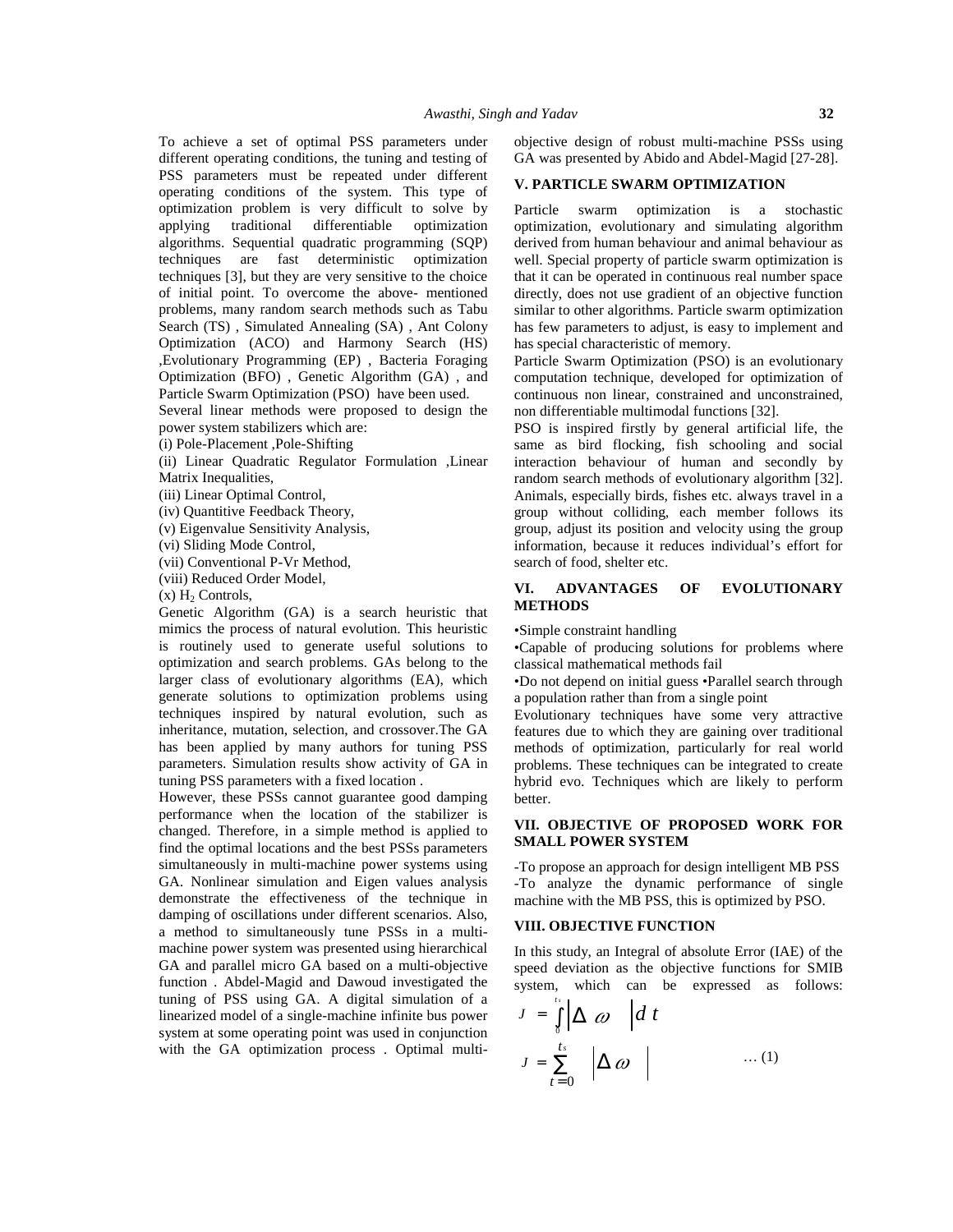To achieve a set of optimal PSS parameters under different operating conditions, the tuning and testing of PSS parameters must be repeated under different operating conditions of the system. This type of optimization problem is very difficult to solve by applying traditional differentiable optimization algorithms. Sequential quadratic programming (SQP) techniques are fast deterministic optimization techniques [3], but they are very sensitive to the choice of initial point. To overcome the above- mentioned problems, many random search methods such as Tabu Search (TS) , Simulated Annealing (SA) , Ant Colony Optimization (ACO) and Harmony Search (HS) ,Evolutionary Programming (EP) , Bacteria Foraging Optimization (BFO) , Genetic Algorithm (GA) , and Particle Swarm Optimization (PSO) have been used.

Several linear methods were proposed to design the power system stabilizers which are:

(i) Pole-Placement ,Pole-Shifting

(ii) Linear Quadratic Regulator Formulation ,Linear Matrix Inequalities,

(iii) Linear Optimal Control,

(iv) Quantitive Feedback Theory,

(v) Eigenvalue Sensitivity Analysis,

(vi) Sliding Mode Control,

(vii) Conventional P-Vr Method,

(viii) Reduced Order Model,

(x) $H_2$ Controls,

Genetic Algorithm (GA) is a search heuristic that mimics the process of natural evolution. This heuristic is routinely used to generate useful solutions to optimization and search problems. GAs belong to the larger class of evolutionary algorithms (EA), which generate solutions to optimization problems using techniques inspired by natural evolution, such as inheritance, mutation, selection, and crossover.The GA has been applied by many authors for tuning PSS parameters. Simulation results show activity of GA in tuning PSS parameters with a fixed location .

However, these PSSs cannot guarantee good damping performance when the location of the stabilizer is changed. Therefore, in a simple method is applied to find the optimal locations and the best PSSs parameters simultaneously in multi-machine power systems using GA. Nonlinear simulation and Eigen values analysis demonstrate the effectiveness of the technique in damping of oscillations under different scenarios. Also, a method to simultaneously tune PSSs in a multi-machine power system was presented using hierarchical GA and parallel micro GA based on a multi-objective function . Abdel-Magid and Dawoud investigated the tuning of PSS using GA. A digital simulation of a linearized model of a single-machine infinite bus power system at some operating point was used in conjunction with the GA optimization process . Optimal multi-objective design of robust multi-machine PSSs using GA was presented by Abido and Abdel-Magid [27-28].

## V. PARTICLE SWARM OPTIMIZATION

Particle swarm optimization is a stochastic optimization, evolutionary and simulating algorithm derived from human behaviour and animal behaviour as well. Special property of particle swarm optimization is that it can be operated in continuous real number space directly, does not use gradient of an objective function similar to other algorithms. Particle swarm optimization has few parameters to adjust, is easy to implement and has special characteristic of memory.

Particle Swarm Optimization (PSO) is an evolutionary computation technique, developed for optimization of continuous non linear, constrained and unconstrained, non differentiable multimodal functions [32].

PSO is inspired firstly by general artificial life, the same as bird flocking, fish schooling and social interaction behaviour of human and secondly by random search methods of evolutionary algorithm [32]. Animals, especially birds, fishes etc. always travel in a group without colliding, each member follows its group, adjust its position and velocity using the group information, because it reduces individual's effort for search of food, shelter etc.

## VI. ADVANTAGES OF EVOLUTIONARY METHODS

•Simple constraint handling

•Capable of producing solutions for problems where classical mathematical methods fail

•Do not depend on initial guess •Parallel search through a population rather than from a single point

Evolutionary techniques have some very attractive features due to which they are gaining over traditional methods of optimization, particularly for real world problems. These techniques can be integrated to create hybrid evo. Techniques which are likely to perform better.

## VII. OBJECTIVE OF PROPOSED WORK FOR SMALL POWER SYSTEM

-To propose an approach for design intelligent MB PSS

-To analyze the dynamic performance of single machine with the MB PSS, this is optimized by PSO.

## VIII. OBJECTIVE FUNCTION

In this study, an Integral of absolute Error (IAE) of the speed deviation as the objective functions for SMIB system, which can be expressed as follows:

$$J = \int_{0}^{t_s} \left| \Delta \omega \right| dt$$

$$J = \sum_{t=0}^{t_s} \left| \Delta \omega \right| \qquad \dots (1)$$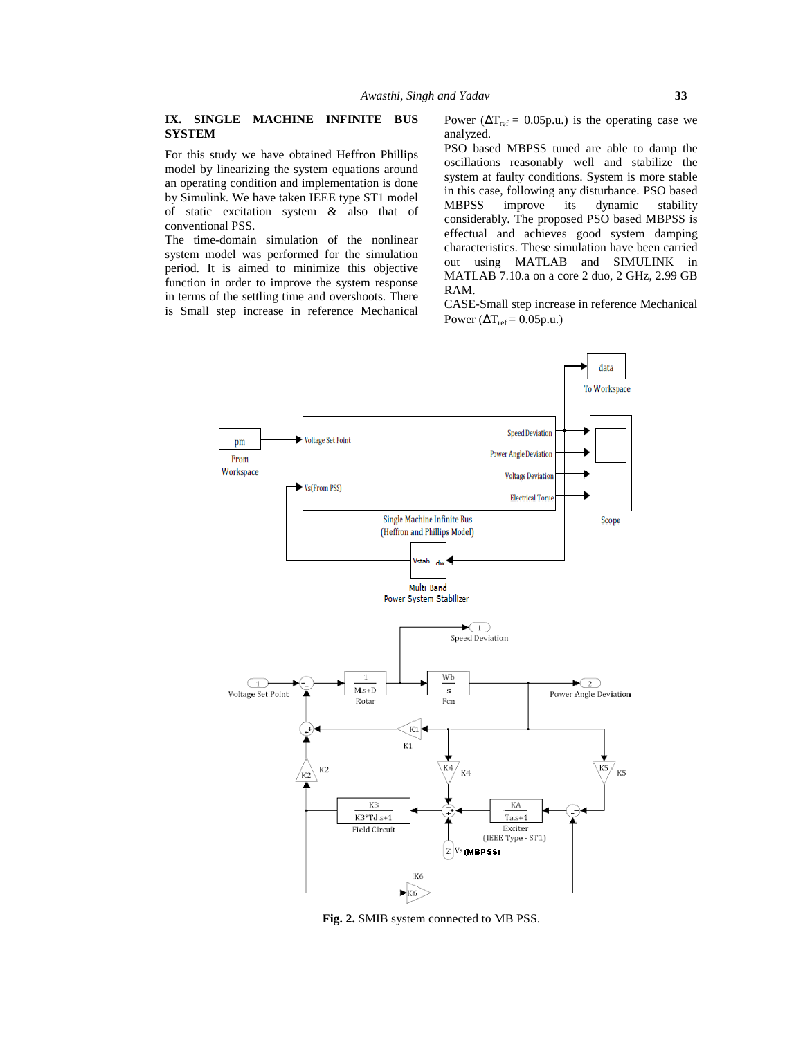## IX. SINGLE MACHINE INFINITE BUS SYSTEM

For this study we have obtained Heffron Phillips model by linearizing the system equations around an operating condition and implementation is done by Simulink. We have taken IEEE type ST1 model of static excitation system & also that of conventional PSS.

The time-domain simulation of the nonlinear system model was performed for the simulation period. It is aimed to minimize this objective function in order to improve the system response in terms of the settling time and overshoots. There is Small step increase in reference Mechanical Power ($\Delta T_{ref}$ = 0.05p.u.) is the operating case we analyzed.

PSO based MBPSS tuned are able to damp the oscillations reasonably well and stabilize the system at faulty conditions. System is more stable in this case, following any disturbance. PSO based MBPSS improve its dynamic stability considerably. The proposed PSO based MBPSS is effectual and achieves good system damping characteristics. These simulation have been carried out using MATLAB and SIMULINK in MATLAB 7.10.a on a core 2 duo, 2 GHz, 2.99 GB RAM.

CASE-Small step increase in reference Mechanical Power ($\Delta T_{ref}$ = 0.05p.u.)

**Fig. 2.** SMIB system connected to MB PSS.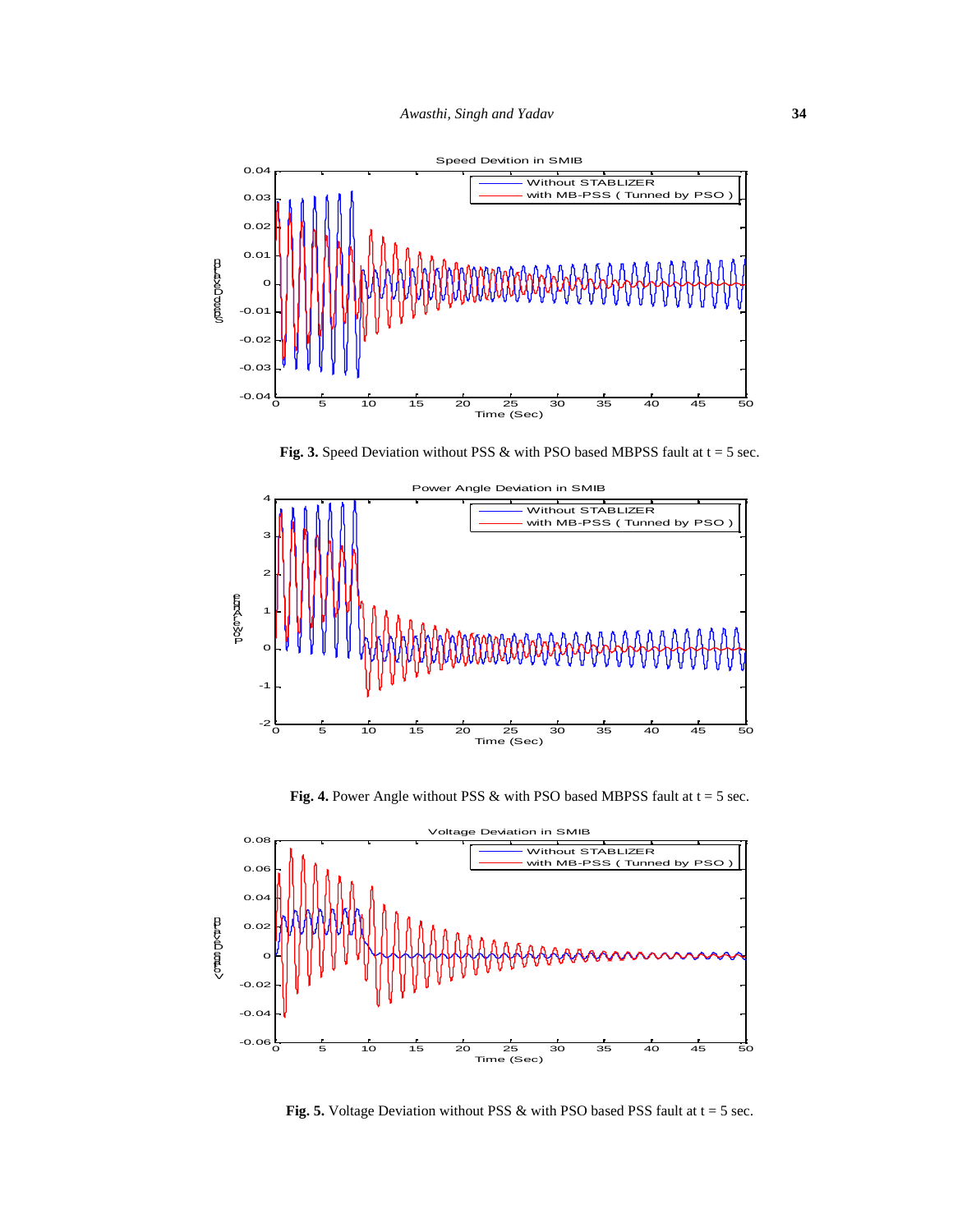Fig. 3. Speed Deviation without PSS & with PSO based MBPSS fault at t = 5 sec.

Fig. 4. Power Angle without PSS & with PSO based MBPSS fault at t = 5 sec.

Fig. 5. Voltage Deviation without PSS & with PSO based PSS fault at t = 5 sec.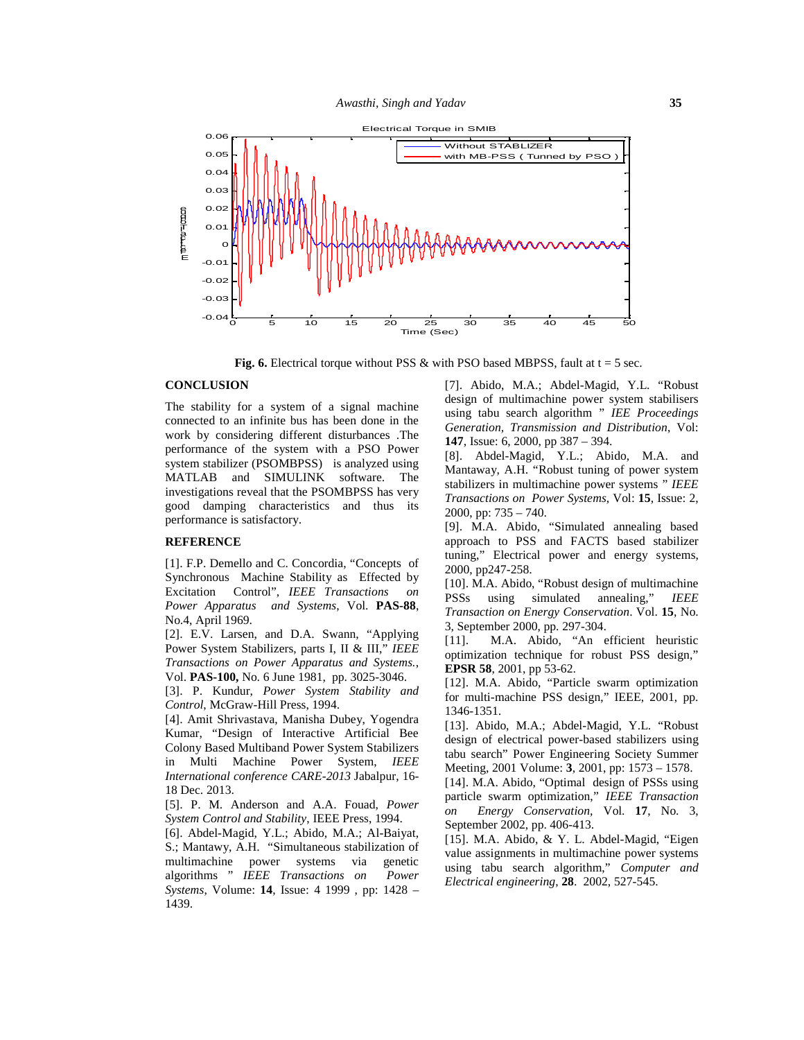**Fig. 6.** Electrical torque without PSS & with PSO based MBPSS, fault at t = 5 sec.

## CONCLUSION

The stability for a system of a signal machine connected to an infinite bus has been done in the work by considering different disturbances .The performance of the system with a PSO Power system stabilizer (PSOMBPSS) is analyzed using MATLAB and SIMULINK software. The investigations reveal that the PSOMBPSS has very good damping characteristics and thus its performance is satisfactory.

## REFERENCE

[1]. F.P. Demello and C. Concordia, "Concepts of Synchronous Machine Stability as Effected by Excitation Control", *IEEE Transactions on Power Apparatus and Systems*, Vol. **PAS-88**, No.4, April 1969.

[2]. E.V. Larsen, and D.A. Swann, "Applying Power System Stabilizers, parts I, II & III," *IEEE Transactions on Power Apparatus and Systems.*, Vol. **PAS-100,** No. 6 June 1981, pp. 3025-3046.

[3]. P. Kundur, *Power System Stability and Control*, McGraw-Hill Press, 1994.

[4]. Amit Shrivastava, Manisha Dubey, Yogendra Kumar, "Design of Interactive Artificial Bee Colony Based Multiband Power System Stabilizers in Multi Machine Power System, *IEEE International conference CARE-2013* Jabalpur, 16-18 Dec. 2013.

[5]. P. M. Anderson and A.A. Fouad, *Power System Control and Stability*, IEEE Press, 1994.

[6]. Abdel-Magid, Y.L.; Abido, M.A.; Al-Baiyat, S.; Mantawy, A.H. "Simultaneous stabilization of multimachine power systems via genetic algorithms " *IEEE Transactions on Power Systems*, Volume: **14**, Issue: 4 1999 , pp: 1428 – 1439.

[7]. Abido, M.A.; Abdel-Magid, Y.L. "Robust design of multimachine power system stabilisers using tabu search algorithm " *IEE Proceedings Generation, Transmission and Distribution*, Vol: **147**, Issue: 6, 2000, pp 387 – 394.

[8]. Abdel-Magid, Y.L.; Abido, M.A. and Mantaway, A.H. "Robust tuning of power system stabilizers in multimachine power systems " *IEEE Transactions on Power Systems*, Vol: **15**, Issue: 2, 2000, pp: 735 – 740.

[9]. M.A. Abido, "Simulated annealing based approach to PSS and FACTS based stabilizer tuning," Electrical power and energy systems, 2000, pp247-258.

[10]. M.A. Abido, "Robust design of multimachine PSSs using simulated annealing," *IEEE Transaction on Energy Conservation*. Vol. **15**, No. 3, September 2000, pp. 297-304.

[11]. M.A. Abido, "An efficient heuristic optimization technique for robust PSS design," **EPSR 58**, 2001, pp 53-62.

[12]. M.A. Abido, "Particle swarm optimization for multi-machine PSS design," IEEE, 2001, pp. 1346-1351.

[13]. Abido, M.A.; Abdel-Magid, Y.L. "Robust design of electrical power-based stabilizers using tabu search" Power Engineering Society Summer Meeting, 2001 Volume: **3**, 2001, pp: 1573 – 1578.

[14]. M.A. Abido, "Optimal design of PSSs using particle swarm optimization," *IEEE Transaction on Energy Conservation*, Vol. **17**, No. 3, September 2002, pp. 406-413.

[15]. M.A. Abido, & Y. L. Abdel-Magid, "Eigen value assignments in multimachine power systems using tabu search algorithm," *Computer and Electrical engineering*, **28**. 2002, 527-545.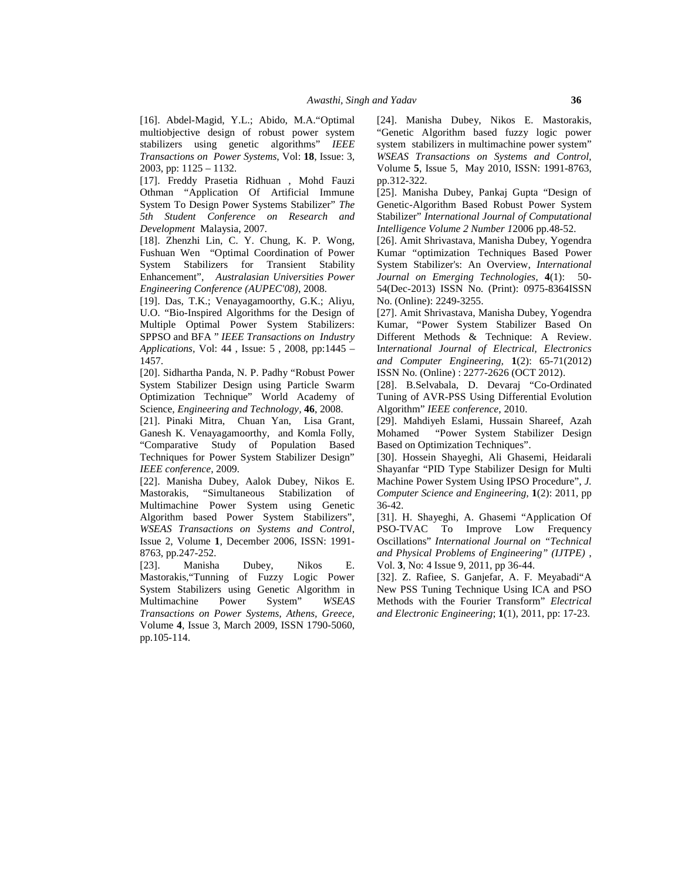[16]. Abdel-Magid, Y.L.; Abido, M.A."Optimal multiobjective design of robust power system stabilizers using genetic algorithms" *IEEE Transactions on Power Systems*, Vol: **18**, Issue: 3, 2003, pp: 1125 – 1132.

[17]. Freddy Prasetia Ridhuan , Mohd Fauzi Othman "Application Of Artificial Immune System To Design Power Systems Stabilizer" *The 5th Student Conference on Research and Development* Malaysia, 2007.

[18]. Zhenzhi Lin, C. Y. Chung, K. P. Wong, Fushuan Wen "Optimal Coordination of Power System Stabilizers for Transient Stability Enhancement", *Australasian Universities Power Engineering Conference (AUPEC'08)*, 2008.

[19]. Das, T.K.; Venayagamoorthy, G.K.; Aliyu, U.O. "Bio-Inspired Algorithms for the Design of Multiple Optimal Power System Stabilizers: SPPSO and BFA " *IEEE Transactions on Industry Applications*, Vol: 44 , Issue: 5 , 2008, pp:1445 – 1457.

[20]. Sidhartha Panda, N. P. Padhy "Robust Power System Stabilizer Design using Particle Swarm Optimization Technique" World Academy of Science, *Engineering and Technology*, **46**, 2008.

[21]. Pinaki Mitra, Chuan Yan, Lisa Grant, Ganesh K. Venayagamoorthy, and Komla Folly, "Comparative Study of Population Based Techniques for Power System Stabilizer Design" *IEEE conference*, 2009.

[22]. Manisha Dubey, Aalok Dubey, Nikos E. Mastorakis, "Simultaneous Stabilization of Multimachine Power System using Genetic Algorithm based Power System Stabilizers", *WSEAS Transactions on Systems and Control*, Issue 2, Volume **1**, December 2006, ISSN: 1991-8763, pp.247-252.

[23]. Manisha Dubey, Nikos E. Mastorakis,"Tunning of Fuzzy Logic Power System Stabilizers using Genetic Algorithm in Multimachine Power System" *WSEAS Transactions on Power Systems, Athens, Greece,* Volume **4**, Issue 3, March 2009, ISSN 1790-5060, pp.105-114.

[24]. Manisha Dubey, Nikos E. Mastorakis, "Genetic Algorithm based fuzzy logic power system stabilizers in multimachine power system" *WSEAS Transactions on Systems and Control*, Volume **5**, Issue 5, May 2010, ISSN: 1991-8763, pp.312-322.

[25]. Manisha Dubey, Pankaj Gupta "Design of Genetic-Algorithm Based Robust Power System Stabilizer" *International Journal of Computational Intelligence Volume 2 Number 1*2006 pp.48-52.

[26]. Amit Shrivastava, Manisha Dubey, Yogendra Kumar "optimization Techniques Based Power System Stabilizer's: An Overview, *International Journal on Emerging Technologies*, **4**(1): 50-54(Dec-2013) ISSN No. (Print): 0975-8364ISSN No. (Online): 2249-3255.

[27]. Amit Shrivastava, Manisha Dubey, Yogendra Kumar, "Power System Stabilizer Based On Different Methods & Technique: A Review. I*nternational Journal of Electrical, Electronics and Computer Engineering,* **1**(2): 65-71(2012) ISSN No. (Online) : 2277-2626 (OCT 2012).

[28]. B.Selvabala, D. Devaraj "Co-Ordinated Tuning of AVR-PSS Using Differential Evolution Algorithm" *IEEE conference*, 2010.

[29]. Mahdiyeh Eslami, Hussain Shareef, Azah Mohamed "Power System Stabilizer Design Based on Optimization Techniques".

[30]. Hossein Shayeghi, Ali Ghasemi, Heidarali Shayanfar "PID Type Stabilizer Design for Multi Machine Power System Using IPSO Procedure", *J. Computer Science and Engineering,* **1**(2): 2011, pp 36-42.

[31]. H. Shayeghi, A. Ghasemi "Application Of PSO-TVAC To Improve Low Frequency Oscillations" *International Journal on "Technical and Physical Problems of Engineering" (IJTPE)* , Vol. **3**, No: 4 Issue 9, 2011, pp 36-44.

[32]. Z. Rafiee, S. Ganjefar, A. F. Meyabadi"A New PSS Tuning Technique Using ICA and PSO Methods with the Fourier Transform" *Electrical and Electronic Engineering*; **1**(1), 2011, pp: 17-23.